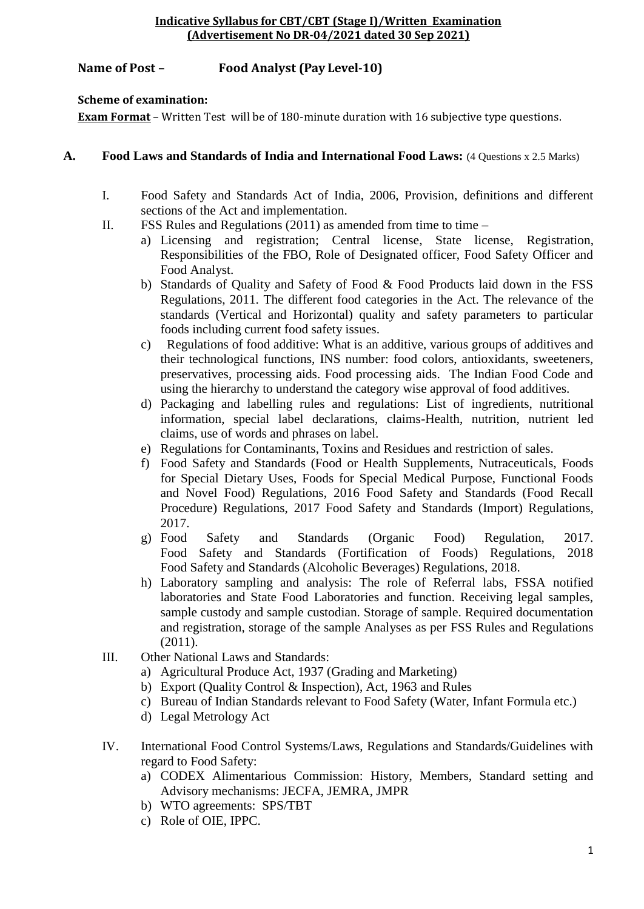**Indicative Syllabus for CBT/CBT (Stage I)/Written Examination**
**(Advertisement No DR-04/2021 dated 30 Sep 2021)**

**Name of Post – Food Analyst (Pay Level-10)**

**Scheme of examination:**

**Exam Format** – Written Test will be of 180-minute duration with 16 subjective type questions.

**A. Food Laws and Standards of India and International Food Laws:** (4 Questions x 2.5 Marks)

I. Food Safety and Standards Act of India, 2006, Provision, definitions and different sections of the Act and implementation.

II. FSS Rules and Regulations (2011) as amended from time to time –

   a) Licensing and registration; Central license, State license, Registration, Responsibilities of the FBO, Role of Designated officer, Food Safety Officer and Food Analyst.
   
   b) Standards of Quality and Safety of Food & Food Products laid down in the FSS Regulations, 2011. The different food categories in the Act. The relevance of the standards (Vertical and Horizontal) quality and safety parameters to particular foods including current food safety issues.
   
   c) Regulations of food additive: What is an additive, various groups of additives and their technological functions, INS number: food colors, antioxidants, sweeteners, preservatives, processing aids. Food processing aids. The Indian Food Code and using the hierarchy to understand the category wise approval of food additives.
   
   d) Packaging and labelling rules and regulations: List of ingredients, nutritional information, special label declarations, claims-Health, nutrition, nutrient led claims, use of words and phrases on label.
   
   e) Regulations for Contaminants, Toxins and Residues and restriction of sales.
   
   f) Food Safety and Standards (Food or Health Supplements, Nutraceuticals, Foods for Special Dietary Uses, Foods for Special Medical Purpose, Functional Foods and Novel Food) Regulations, 2016 Food Safety and Standards (Food Recall Procedure) Regulations, 2017 Food Safety and Standards (Import) Regulations, 2017.
   
   g) Food Safety and Standards (Organic Food) Regulation, 2017. Food Safety and Standards (Fortification of Foods) Regulations, 2018 Food Safety and Standards (Alcoholic Beverages) Regulations, 2018.
   
   h) Laboratory sampling and analysis: The role of Referral labs, FSSA notified laboratories and State Food Laboratories and function. Receiving legal samples, sample custody and sample custodian. Storage of sample. Required documentation and registration, storage of the sample Analyses as per FSS Rules and Regulations (2011).

III. Other National Laws and Standards:

   a) Agricultural Produce Act, 1937 (Grading and Marketing)
   
   b) Export (Quality Control & Inspection), Act, 1963 and Rules
   
   c) Bureau of Indian Standards relevant to Food Safety (Water, Infant Formula etc.)
   
   d) Legal Metrology Act

IV. International Food Control Systems/Laws, Regulations and Standards/Guidelines with regard to Food Safety:

   a) CODEX Alimentarious Commission: History, Members, Standard setting and Advisory mechanisms: JECFA, JEMRA, JMPR
   
   b) WTO agreements: SPS/TBT
   
   c) Role of OIE, IPPC.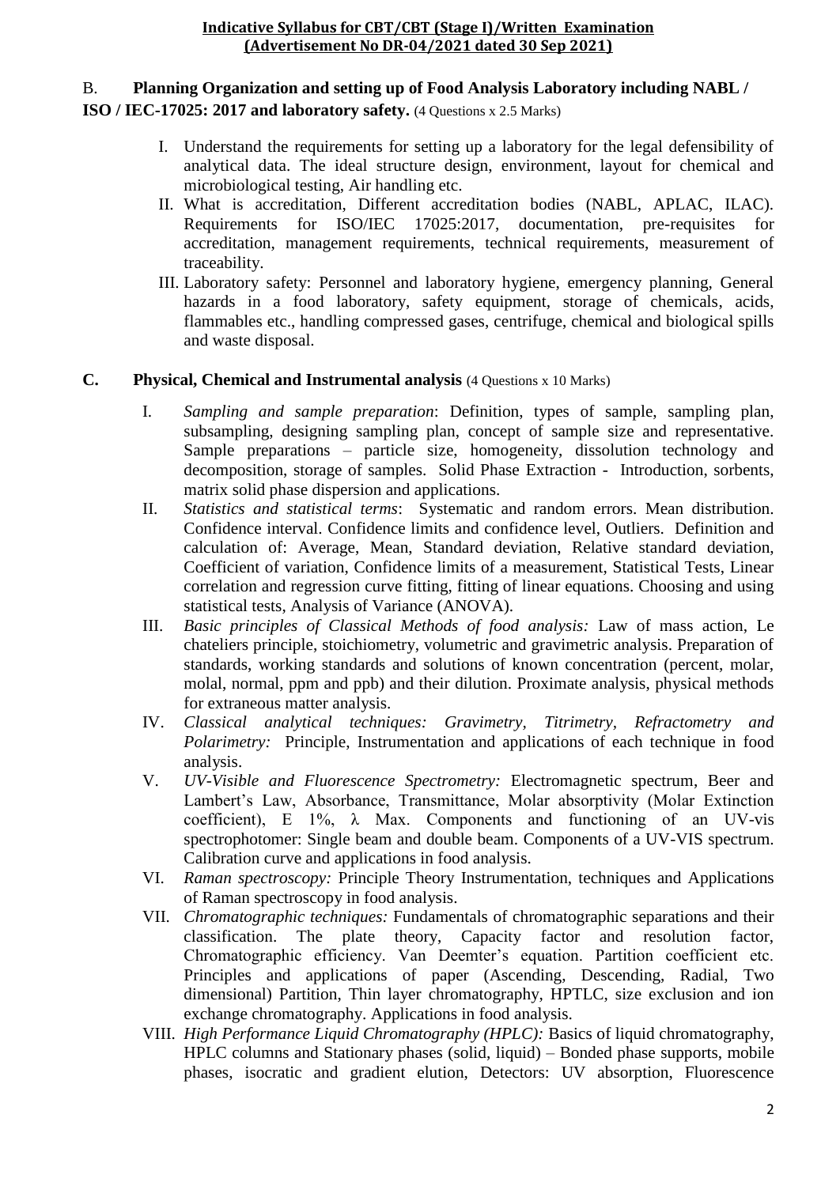**Indicative Syllabus for CBT/CBT (Stage I)/Written Examination**
**(Advertisement No DR-04/2021 dated 30 Sep 2021)**

B. **Planning Organization and setting up of Food Analysis Laboratory including NABL / ISO / IEC-17025: 2017 and laboratory safety.** (4 Questions x 2.5 Marks)

I. Understand the requirements for setting up a laboratory for the legal defensibility of analytical data. The ideal structure design, environment, layout for chemical and microbiological testing, Air handling etc.

II. What is accreditation, Different accreditation bodies (NABL, APLAC, ILAC). Requirements for ISO/IEC 17025:2017, documentation, pre-requisites for accreditation, management requirements, technical requirements, measurement of traceability.

III. Laboratory safety: Personnel and laboratory hygiene, emergency planning, General hazards in a food laboratory, safety equipment, storage of chemicals, acids, flammables etc., handling compressed gases, centrifuge, chemical and biological spills and waste disposal.

**C. Physical, Chemical and Instrumental analysis** (4 Questions x 10 Marks)

I. *Sampling and sample preparation*: Definition, types of sample, sampling plan, subsampling, designing sampling plan, concept of sample size and representative. Sample preparations – particle size, homogeneity, dissolution technology and decomposition, storage of samples. Solid Phase Extraction - Introduction, sorbents, matrix solid phase dispersion and applications.

II. *Statistics and statistical terms*: Systematic and random errors. Mean distribution. Confidence interval. Confidence limits and confidence level, Outliers. Definition and calculation of: Average, Mean, Standard deviation, Relative standard deviation, Coefficient of variation, Confidence limits of a measurement, Statistical Tests, Linear correlation and regression curve fitting, fitting of linear equations. Choosing and using statistical tests, Analysis of Variance (ANOVA).

III. *Basic principles of Classical Methods of food analysis:* Law of mass action, Le chateliers principle, stoichiometry, volumetric and gravimetric analysis. Preparation of standards, working standards and solutions of known concentration (percent, molar, molal, normal, ppm and ppb) and their dilution. Proximate analysis, physical methods for extraneous matter analysis.

IV. *Classical analytical techniques: Gravimetry, Titrimetry, Refractometry and Polarimetry:* Principle, Instrumentation and applications of each technique in food analysis.

V. *UV-Visible and Fluorescence Spectrometry:* Electromagnetic spectrum, Beer and Lambert's Law, Absorbance, Transmittance, Molar absorptivity (Molar Extinction coefficient), E 1%, $\lambda$ Max. Components and functioning of an UV-vis spectrophotomer: Single beam and double beam. Components of a UV-VIS spectrum. Calibration curve and applications in food analysis.

VI. *Raman spectroscopy:* Principle Theory Instrumentation, techniques and Applications of Raman spectroscopy in food analysis.

VII. *Chromatographic techniques:* Fundamentals of chromatographic separations and their classification. The plate theory, Capacity factor and resolution factor, Chromatographic efficiency. Van Deemter's equation. Partition coefficient etc. Principles and applications of paper (Ascending, Descending, Radial, Two dimensional) Partition, Thin layer chromatography, HPTLC, size exclusion and ion exchange chromatography. Applications in food analysis.

VIII. *High Performance Liquid Chromatography (HPLC):* Basics of liquid chromatography, HPLC columns and Stationary phases (solid, liquid) – Bonded phase supports, mobile phases, isocratic and gradient elution, Detectors: UV absorption, Fluorescence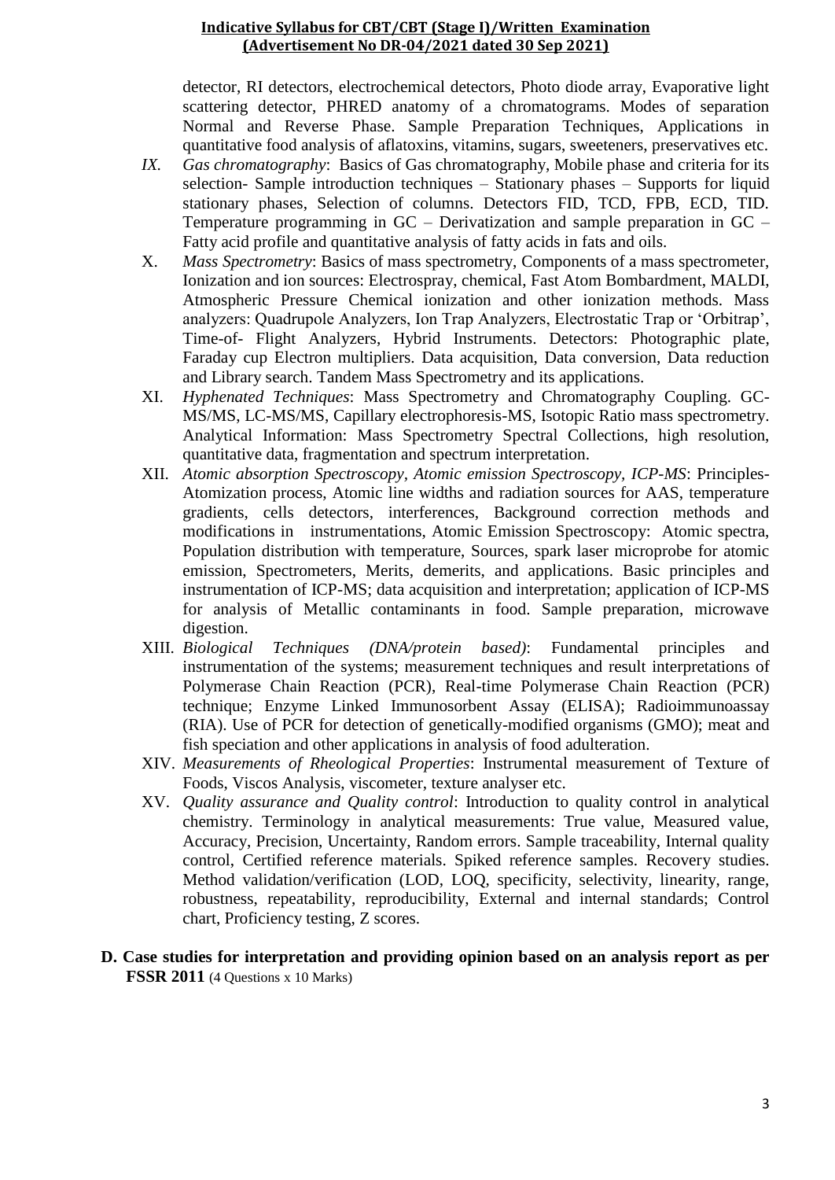detector, RI detectors, electrochemical detectors, Photo diode array, Evaporative light scattering detector, PHRED anatomy of a chromatograms. Modes of separation Normal and Reverse Phase. Sample Preparation Techniques, Applications in quantitative food analysis of aflatoxins, vitamins, sugars, sweeteners, preservatives etc.

IX. *Gas chromatography*: Basics of Gas chromatography, Mobile phase and criteria for its selection- Sample introduction techniques – Stationary phases – Supports for liquid stationary phases, Selection of columns. Detectors FID, TCD, FPB, ECD, TID. Temperature programming in GC – Derivatization and sample preparation in GC – Fatty acid profile and quantitative analysis of fatty acids in fats and oils.

X. *Mass Spectrometry*: Basics of mass spectrometry, Components of a mass spectrometer, Ionization and ion sources: Electrospray, chemical, Fast Atom Bombardment, MALDI, Atmospheric Pressure Chemical ionization and other ionization methods. Mass analyzers: Quadrupole Analyzers, Ion Trap Analyzers, Electrostatic Trap or 'Orbitrap', Time-of- Flight Analyzers, Hybrid Instruments. Detectors: Photographic plate, Faraday cup Electron multipliers. Data acquisition, Data conversion, Data reduction and Library search. Tandem Mass Spectrometry and its applications.

XI. *Hyphenated Techniques*: Mass Spectrometry and Chromatography Coupling. GC-MS/MS, LC-MS/MS, Capillary electrophoresis-MS, Isotopic Ratio mass spectrometry. Analytical Information: Mass Spectrometry Spectral Collections, high resolution, quantitative data, fragmentation and spectrum interpretation.

XII. *Atomic absorption Spectroscopy, Atomic emission Spectroscopy, ICP-MS*: Principles-Atomization process, Atomic line widths and radiation sources for AAS, temperature gradients, cells detectors, interferences, Background correction methods and modifications in instrumentations, Atomic Emission Spectroscopy: Atomic spectra, Population distribution with temperature, Sources, spark laser microprobe for atomic emission, Spectrometers, Merits, demerits, and applications. Basic principles and instrumentation of ICP-MS; data acquisition and interpretation; application of ICP-MS for analysis of Metallic contaminants in food. Sample preparation, microwave digestion.

XIII. *Biological Techniques (DNA/protein based)*: Fundamental principles and instrumentation of the systems; measurement techniques and result interpretations of Polymerase Chain Reaction (PCR), Real-time Polymerase Chain Reaction (PCR) technique; Enzyme Linked Immunosorbent Assay (ELISA); Radioimmunoassay (RIA). Use of PCR for detection of genetically-modified organisms (GMO); meat and fish speciation and other applications in analysis of food adulteration.

XIV. *Measurements of Rheological Properties*: Instrumental measurement of Texture of Foods, Viscos Analysis, viscometer, texture analyser etc.

XV. *Quality assurance and Quality control*: Introduction to quality control in analytical chemistry. Terminology in analytical measurements: True value, Measured value, Accuracy, Precision, Uncertainty, Random errors. Sample traceability, Internal quality control, Certified reference materials. Spiked reference samples. Recovery studies. Method validation/verification (LOD, LOQ, specificity, selectivity, linearity, range, robustness, repeatability, reproducibility, External and internal standards; Control chart, Proficiency testing, Z scores.

**D. Case studies for interpretation and providing opinion based on an analysis report as per FSSR 2011** (4 Questions x 10 Marks)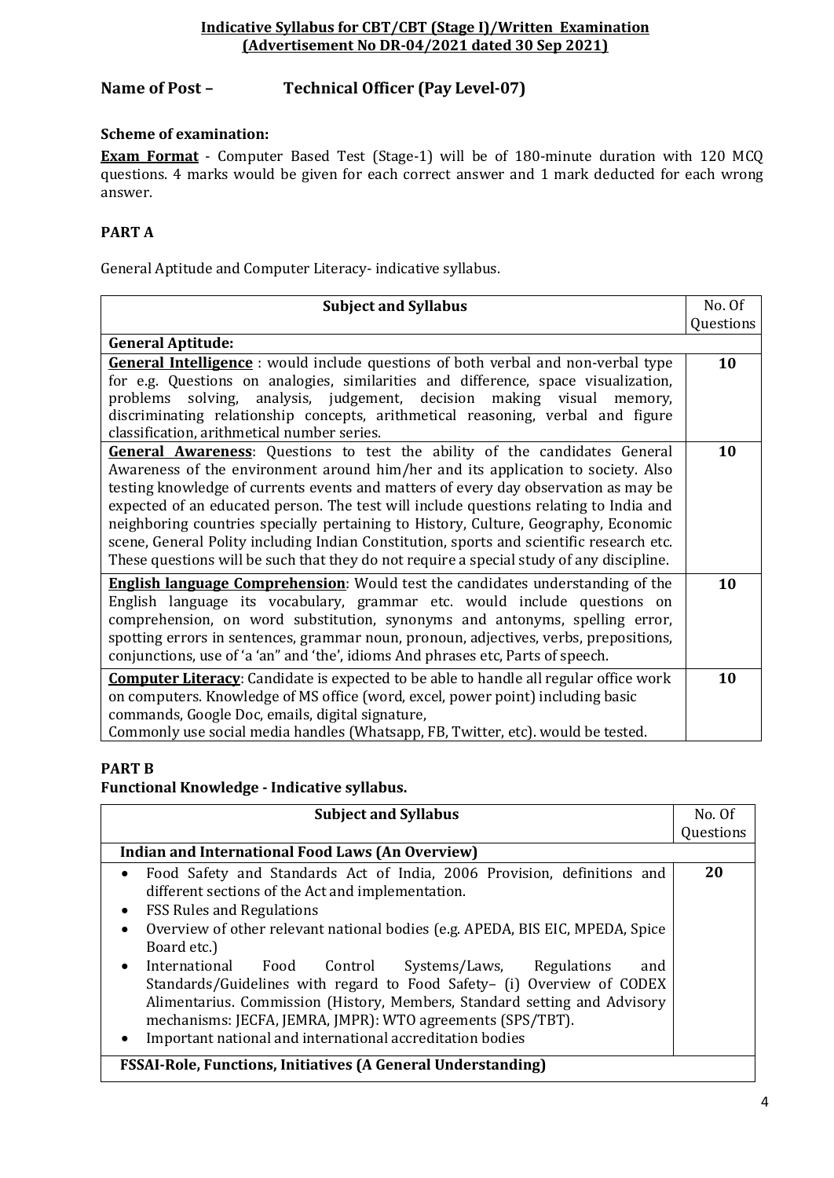**Indicative Syllabus for CBT/CBT (Stage I)/Written Examination (Advertisement No DR-04/2021 dated 30 Sep 2021)**

## Name of Post – Technical Officer (Pay Level-07)

**Scheme of examination:**

**Exam Format** - Computer Based Test (Stage-1) will be of 180-minute duration with 120 MCQ questions. 4 marks would be given for each correct answer and 1 mark deducted for each wrong answer.

### PART A

General Aptitude and Computer Literacy- indicative syllabus.

| Subject and Syllabus | No. Of Questions |
|---|---|
| **General Aptitude:** | |
| **General Intelligence** : would include questions of both verbal and non-verbal type for e.g. Questions on analogies, similarities and difference, space visualization, problems solving, analysis, judgement, decision making visual memory, discriminating relationship concepts, arithmetical reasoning, verbal and figure classification, arithmetical number series. | **10** |
| **General Awareness**: Questions to test the ability of the candidates General Awareness of the environment around him/her and its application to society. Also testing knowledge of currents events and matters of every day observation as may be expected of an educated person. The test will include questions relating to India and neighboring countries specially pertaining to History, Culture, Geography, Economic scene, General Polity including Indian Constitution, sports and scientific research etc. These questions will be such that they do not require a special study of any discipline. | **10** |
| **English language Comprehension**: Would test the candidates understanding of the English language its vocabulary, grammar etc. would include questions on comprehension, on word substitution, synonyms and antonyms, spelling error, spotting errors in sentences, grammar noun, pronoun, adjectives, verbs, prepositions, conjunctions, use of 'a 'an" and 'the', idioms And phrases etc, Parts of speech. | **10** |
| **Computer Literacy**: Candidate is expected to be able to handle all regular office work on computers. Knowledge of MS office (word, excel, power point) including basic commands, Google Doc, emails, digital signature, Commonly use social media handles (Whatsapp, FB, Twitter, etc). would be tested. | **10** |

### PART B

**Functional Knowledge - Indicative syllabus.**

| Subject and Syllabus | No. Of Questions |
|---|---|
| **Indian and International Food Laws (An Overview)** | |
| • Food Safety and Standards Act of India, 2006 Provision, definitions and different sections of the Act and implementation.<br>• FSS Rules and Regulations<br>• Overview of other relevant national bodies (e.g. APEDA, BIS EIC, MPEDA, Spice Board etc.)<br>• International Food Control Systems/Laws, Regulations and Standards/Guidelines with regard to Food Safety– (i) Overview of CODEX Alimentarius. Commission (History, Members, Standard setting and Advisory mechanisms: JECFA, JEMRA, JMPR): WTO agreements (SPS/TBT).<br>• Important national and international accreditation bodies | **20** |
| **FSSAI-Role, Functions, Initiatives (A General Understanding)** | |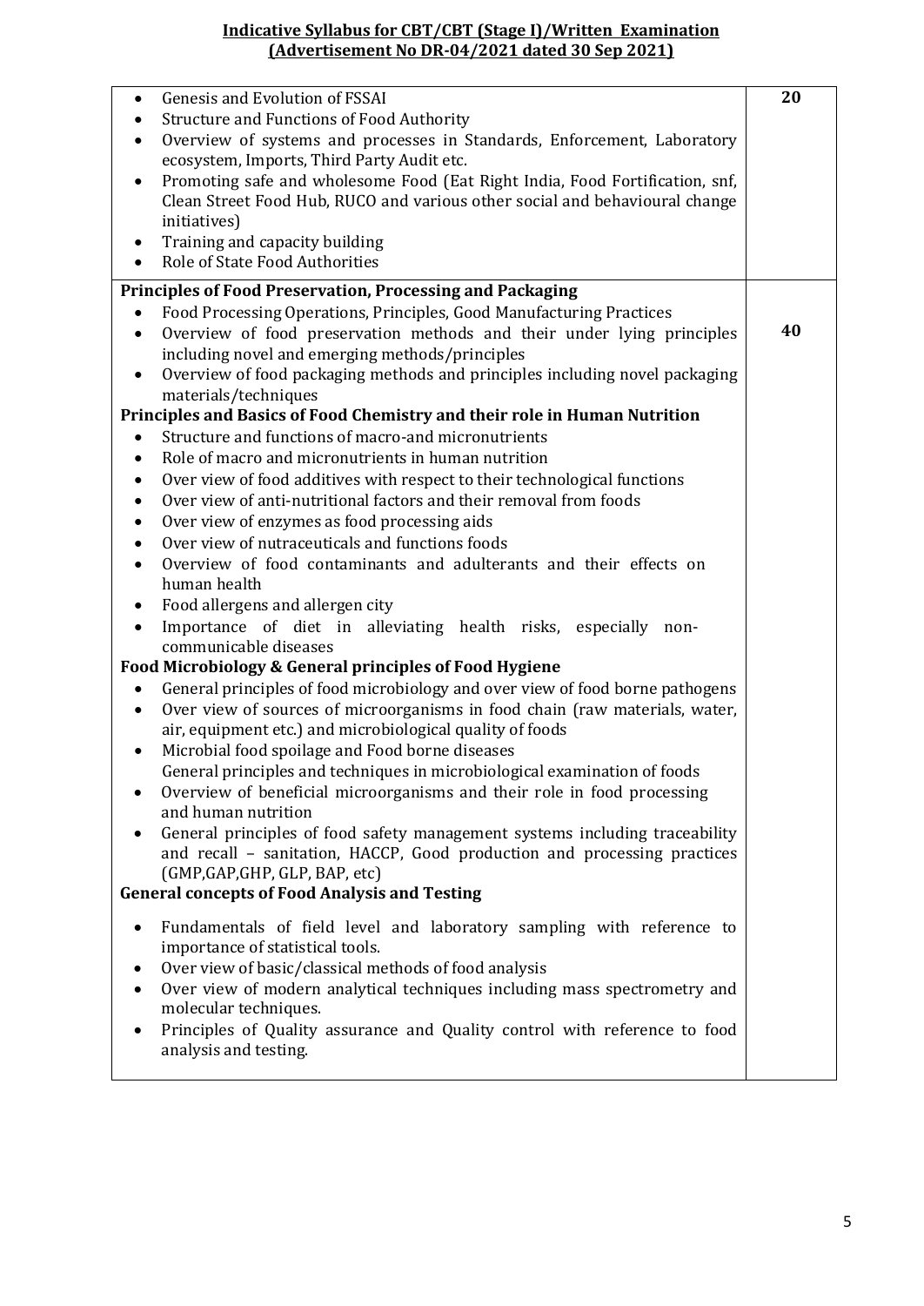**Indicative Syllabus for CBT/CBT (Stage I)/Written Examination (Advertisement No DR-04/2021 dated 30 Sep 2021)**

| | |
|---|---|
| • Genesis and Evolution of FSSAI<br>• Structure and Functions of Food Authority<br>• Overview of systems and processes in Standards, Enforcement, Laboratory ecosystem, Imports, Third Party Audit etc.<br>• Promoting safe and wholesome Food (Eat Right India, Food Fortification, snf, Clean Street Food Hub, RUCO and various other social and behavioural change initiatives)<br>• Training and capacity building<br>• Role of State Food Authorities | **20** |
| **Principles of Food Preservation, Processing and Packaging**<br>• Food Processing Operations, Principles, Good Manufacturing Practices<br>• Overview of food preservation methods and their under lying principles including novel and emerging methods/principles<br>• Overview of food packaging methods and principles including novel packaging materials/techniques<br>**Principles and Basics of Food Chemistry and their role in Human Nutrition**<br>• Structure and functions of macro-and micronutrients<br>• Role of macro and micronutrients in human nutrition<br>• Over view of food additives with respect to their technological functions<br>• Over view of anti-nutritional factors and their removal from foods<br>• Over view of enzymes as food processing aids<br>• Over view of nutraceuticals and functions foods<br>• Overview of food contaminants and adulterants and their effects on human health<br>• Food allergens and allergen city<br>• Importance of diet in alleviating health risks, especially non-communicable diseases<br>**Food Microbiology & General principles of Food Hygiene**<br>• General principles of food microbiology and over view of food borne pathogens<br>• Over view of sources of microorganisms in food chain (raw materials, water, air, equipment etc.) and microbiological quality of foods<br>• Microbial food spoilage and Food borne diseases<br>General principles and techniques in microbiological examination of foods<br>• Overview of beneficial microorganisms and their role in food processing and human nutrition<br>• General principles of food safety management systems including traceability and recall – sanitation, HACCP, Good production and processing practices (GMP,GAP,GHP, GLP, BAP, etc)<br>**General concepts of Food Analysis and Testing**<br>• Fundamentals of field level and laboratory sampling with reference to importance of statistical tools.<br>• Over view of basic/classical methods of food analysis<br>• Over view of modern analytical techniques including mass spectrometry and molecular techniques.<br>• Principles of Quality assurance and Quality control with reference to food analysis and testing. | **40** |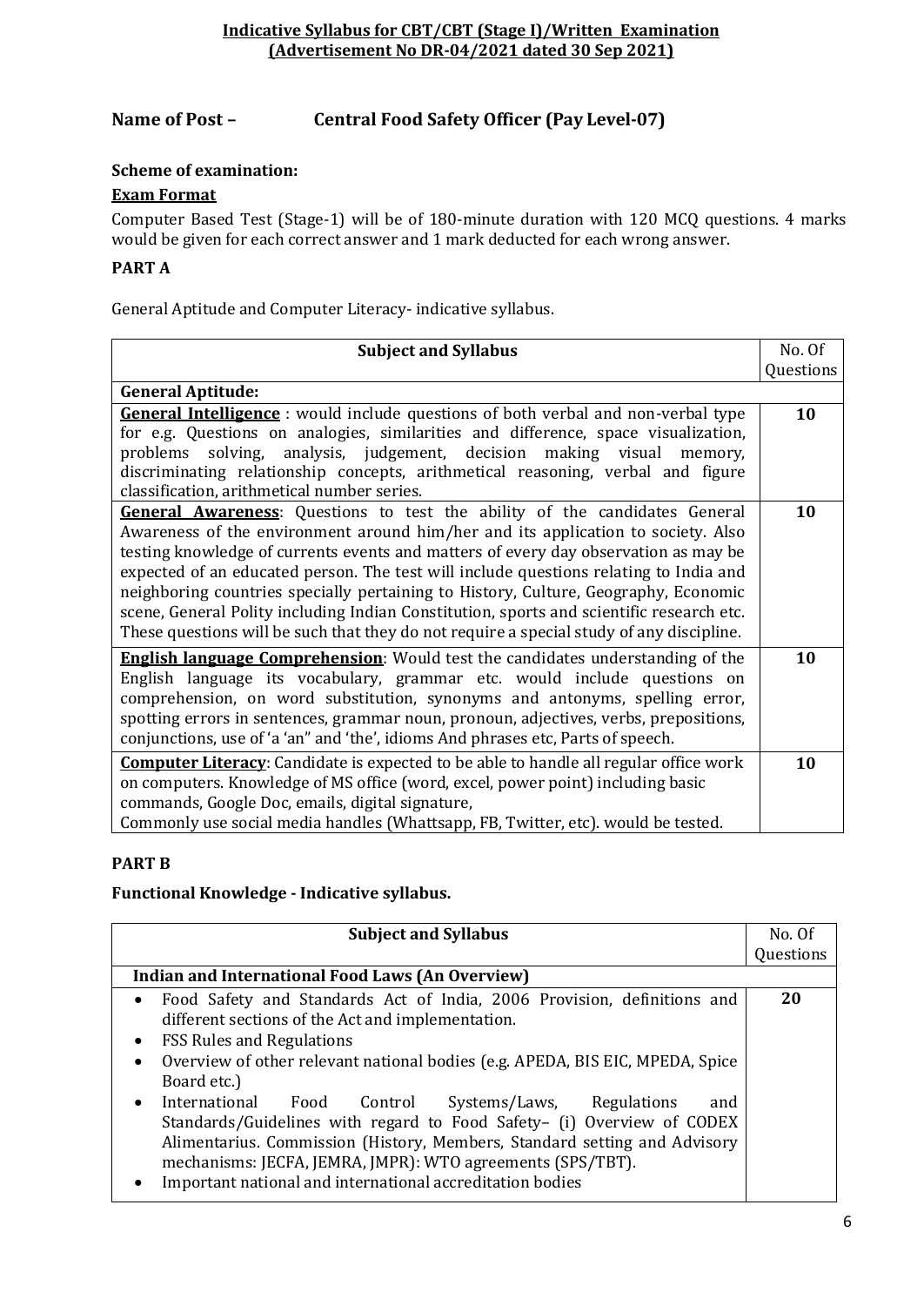**Indicative Syllabus for CBT/CBT (Stage I)/Written Examination**
**(Advertisement No DR-04/2021 dated 30 Sep 2021)**

## Name of Post – Central Food Safety Officer (Pay Level-07)

### Scheme of examination:

**Exam Format**

Computer Based Test (Stage-1) will be of 180-minute duration with 120 MCQ questions. 4 marks would be given for each correct answer and 1 mark deducted for each wrong answer.

### PART A

General Aptitude and Computer Literacy- indicative syllabus.

| Subject and Syllabus | No. Of Questions |
|---|---|
| **General Aptitude:** | |
| **General Intelligence** : would include questions of both verbal and non-verbal type for e.g. Questions on analogies, similarities and difference, space visualization, problems solving, analysis, judgement, decision making visual memory, discriminating relationship concepts, arithmetical reasoning, verbal and figure classification, arithmetical number series. | **10** |
| **General Awareness**: Questions to test the ability of the candidates General Awareness of the environment around him/her and its application to society. Also testing knowledge of currents events and matters of every day observation as may be expected of an educated person. The test will include questions relating to India and neighboring countries specially pertaining to History, Culture, Geography, Economic scene, General Polity including Indian Constitution, sports and scientific research etc. These questions will be such that they do not require a special study of any discipline. | **10** |
| **English language Comprehension**: Would test the candidates understanding of the English language its vocabulary, grammar etc. would include questions on comprehension, on word substitution, synonyms and antonyms, spelling error, spotting errors in sentences, grammar noun, pronoun, adjectives, verbs, prepositions, conjunctions, use of 'a 'an" and 'the', idioms And phrases etc, Parts of speech. | **10** |
| **Computer Literacy**: Candidate is expected to be able to handle all regular office work on computers. Knowledge of MS office (word, excel, power point) including basic commands, Google Doc, emails, digital signature, Commonly use social media handles (Whattsapp, FB, Twitter, etc). would be tested. | **10** |

### PART B

**Functional Knowledge - Indicative syllabus.**

| Subject and Syllabus | No. Of Questions |
|---|---|
| **Indian and International Food Laws (An Overview)** | |
| • Food Safety and Standards Act of India, 2006 Provision, definitions and different sections of the Act and implementation.<br>• FSS Rules and Regulations<br>• Overview of other relevant national bodies (e.g. APEDA, BIS EIC, MPEDA, Spice Board etc.)<br>• International Food Control Systems/Laws, Regulations and Standards/Guidelines with regard to Food Safety– (i) Overview of CODEX Alimentarius. Commission (History, Members, Standard setting and Advisory mechanisms: JECFA, JEMRA, JMPR): WTO agreements (SPS/TBT).<br>• Important national and international accreditation bodies | **20** |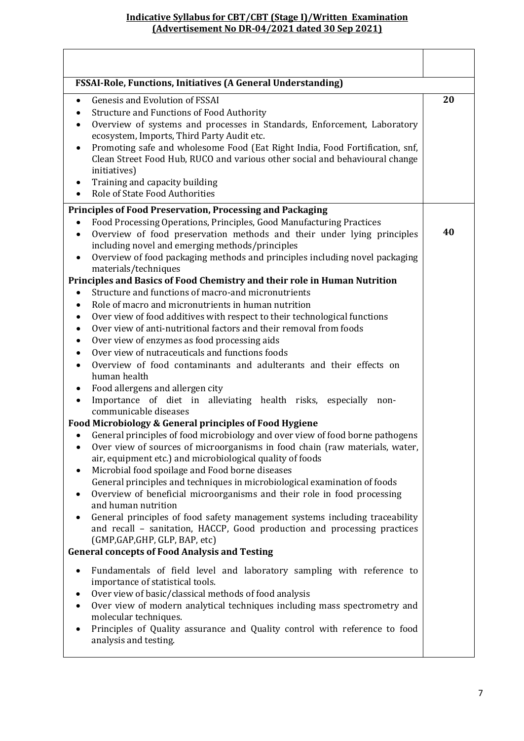**Indicative Syllabus for CBT/CBT (Stage I)/Written Examination**
**(Advertisement No DR-04/2021 dated 30 Sep 2021)**

| | |
|---|---|
| **FSSAI-Role, Functions, Initiatives (A General Understanding)** | |
| • Genesis and Evolution of FSSAI<br>• Structure and Functions of Food Authority<br>• Overview of systems and processes in Standards, Enforcement, Laboratory ecosystem, Imports, Third Party Audit etc.<br>• Promoting safe and wholesome Food (Eat Right India, Food Fortification, snf, Clean Street Food Hub, RUCO and various other social and behavioural change initiatives)<br>• Training and capacity building<br>• Role of State Food Authorities | **20** |
| **Principles of Food Preservation, Processing and Packaging**<br>• Food Processing Operations, Principles, Good Manufacturing Practices<br>• Overview of food preservation methods and their under lying principles including novel and emerging methods/principles<br>• Overview of food packaging methods and principles including novel packaging materials/techniques<br>**Principles and Basics of Food Chemistry and their role in Human Nutrition**<br>• Structure and functions of macro-and micronutrients<br>• Role of macro and micronutrients in human nutrition<br>• Over view of food additives with respect to their technological functions<br>• Over view of anti-nutritional factors and their removal from foods<br>• Over view of enzymes as food processing aids<br>• Over view of nutraceuticals and functions foods<br>• Overview of food contaminants and adulterants and their effects on human health<br>• Food allergens and allergen city<br>• Importance of diet in alleviating health risks, especially non-communicable diseases<br>**Food Microbiology & General principles of Food Hygiene**<br>• General principles of food microbiology and over view of food borne pathogens<br>• Over view of sources of microorganisms in food chain (raw materials, water, air, equipment etc.) and microbiological quality of foods<br>• Microbial food spoilage and Food borne diseases<br>General principles and techniques in microbiological examination of foods<br>• Overview of beneficial microorganisms and their role in food processing and human nutrition<br>• General principles of food safety management systems including traceability and recall – sanitation, HACCP, Good production and processing practices (GMP,GAP,GHP, GLP, BAP, etc)<br>**General concepts of Food Analysis and Testing**<br>• Fundamentals of field level and laboratory sampling with reference to importance of statistical tools.<br>• Over view of basic/classical methods of food analysis<br>• Over view of modern analytical techniques including mass spectrometry and molecular techniques.<br>• Principles of Quality assurance and Quality control with reference to food analysis and testing. | **40** |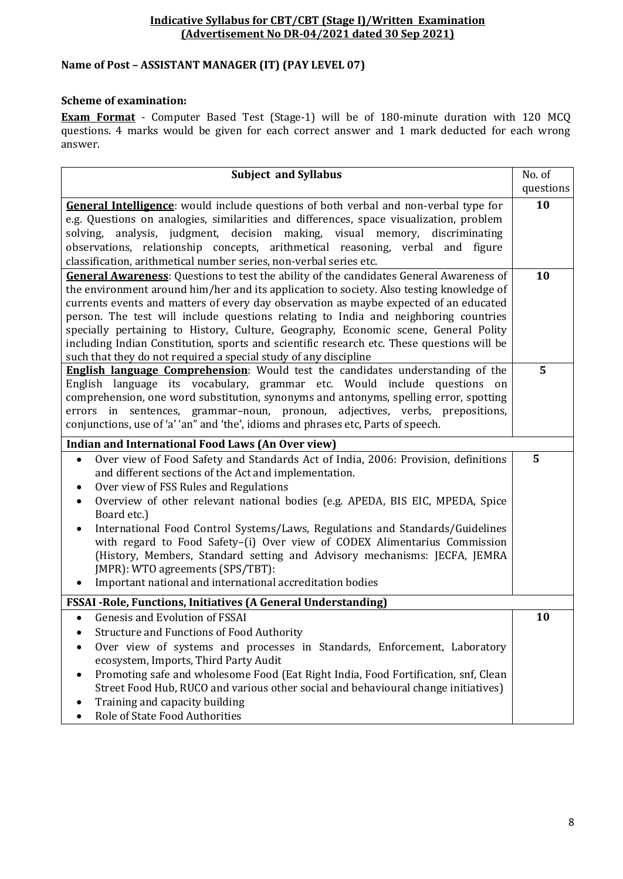**Indicative Syllabus for CBT/CBT (Stage I)/Written Examination (Advertisement No DR-04/2021 dated 30 Sep 2021)**

**Name of Post – ASSISTANT MANAGER (IT) (PAY LEVEL 07)**

**Scheme of examination:**

**Exam Format** - Computer Based Test (Stage-1) will be of 180-minute duration with 120 MCQ questions. 4 marks would be given for each correct answer and 1 mark deducted for each wrong answer.

| Subject and Syllabus | No. of questions |
|---|---|
| **General Intelligence**: would include questions of both verbal and non-verbal type for e.g. Questions on analogies, similarities and differences, space visualization, problem solving, analysis, judgment, decision making, visual memory, discriminating observations, relationship concepts, arithmetical reasoning, verbal and figure classification, arithmetical number series, non-verbal series etc. | **10** |
| **General Awareness**: Questions to test the ability of the candidates General Awareness of the environment around him/her and its application to society. Also testing knowledge of currents events and matters of every day observation as maybe expected of an educated person. The test will include questions relating to India and neighboring countries specially pertaining to History, Culture, Geography, Economic scene, General Polity including Indian Constitution, sports and scientific research etc. These questions will be such that they do not required a special study of any discipline | **10** |
| **English language Comprehension**: Would test the candidates understanding of the English language its vocabulary, grammar etc. Would include questions on comprehension, one word substitution, synonyms and antonyms, spelling error, spotting errors in sentences, grammar–noun, pronoun, adjectives, verbs, prepositions, conjunctions, use of 'a' 'an" and 'the', idioms and phrases etc, Parts of speech. | **5** |
| **Indian and International Food Laws (An Over view)** | |
| • Over view of Food Safety and Standards Act of India, 2006: Provision, definitions and different sections of the Act and implementation.<br>• Over view of FSS Rules and Regulations<br>• Overview of other relevant national bodies (e.g. APEDA, BIS EIC, MPEDA, Spice Board etc.)<br>• International Food Control Systems/Laws, Regulations and Standards/Guidelines with regard to Food Safety–(i) Over view of CODEX Alimentarius Commission (History, Members, Standard setting and Advisory mechanisms: JECFA, JEMRA JMPR): WTO agreements (SPS/TBT):<br>• Important national and international accreditation bodies | **5** |
| **FSSAI -Role, Functions, Initiatives (A General Understanding)** | |
| • Genesis and Evolution of FSSAI<br>• Structure and Functions of Food Authority<br>• Over view of systems and processes in Standards, Enforcement, Laboratory ecosystem, Imports, Third Party Audit<br>• Promoting safe and wholesome Food (Eat Right India, Food Fortification, snf, Clean Street Food Hub, RUCO and various other social and behavioural change initiatives)<br>• Training and capacity building<br>• Role of State Food Authorities | **10** |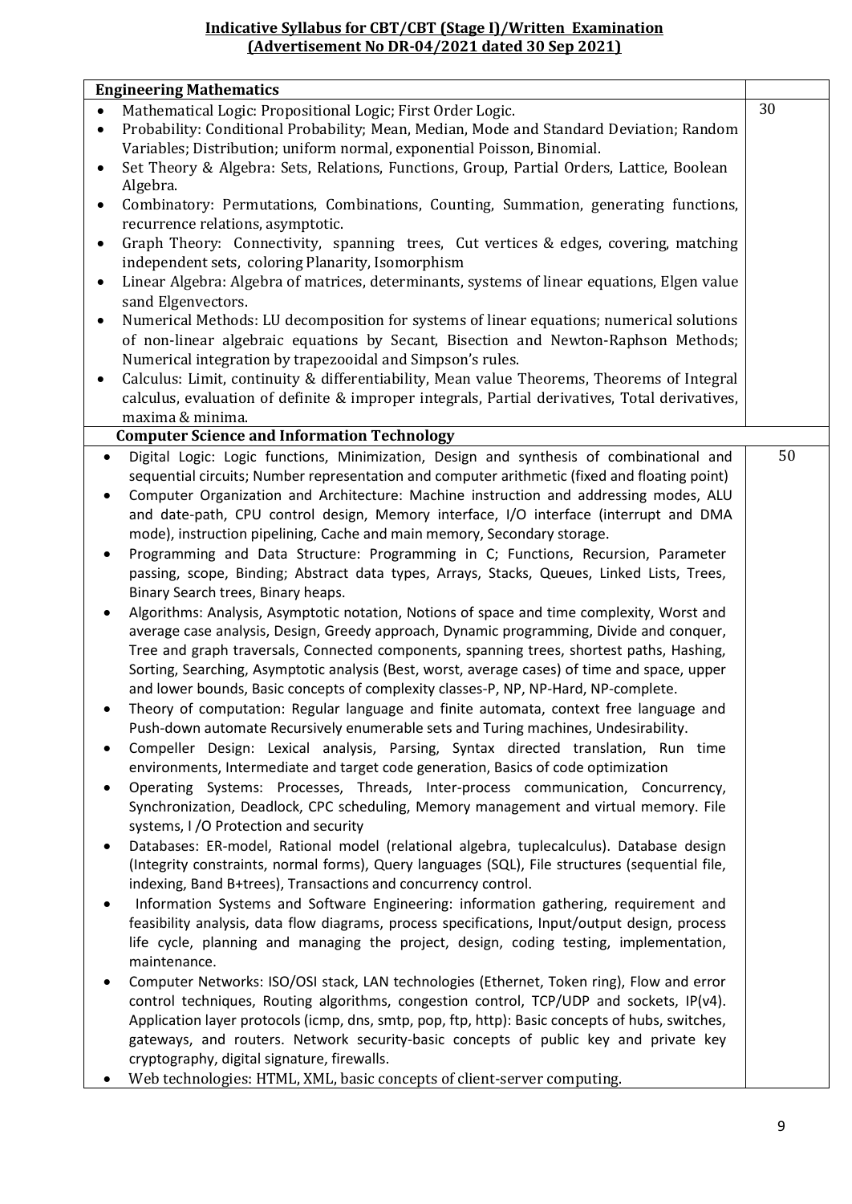**Indicative Syllabus for CBT/CBT (Stage I)/Written Examination (Advertisement No DR-04/2021 dated 30 Sep 2021)**

| **Engineering Mathematics** | |
|---|---|
| • Mathematical Logic: Propositional Logic; First Order Logic.<br>• Probability: Conditional Probability; Mean, Median, Mode and Standard Deviation; Random Variables; Distribution; uniform normal, exponential Poisson, Binomial.<br>• Set Theory & Algebra: Sets, Relations, Functions, Group, Partial Orders, Lattice, Boolean Algebra.<br>• Combinatory: Permutations, Combinations, Counting, Summation, generating functions, recurrence relations, asymptotic.<br>• Graph Theory: Connectivity, spanning trees, Cut vertices & edges, covering, matching independent sets, coloring Planarity, Isomorphism<br>• Linear Algebra: Algebra of matrices, determinants, systems of linear equations, Elgen value sand Elgenvectors.<br>• Numerical Methods: LU decomposition for systems of linear equations; numerical solutions of non-linear algebraic equations by Secant, Bisection and Newton-Raphson Methods; Numerical integration by trapezooidal and Simpson's rules.<br>• Calculus: Limit, continuity & differentiability, Mean value Theorems, Theorems of Integral calculus, evaluation of definite & improper integrals, Partial derivatives, Total derivatives, maxima & minima. | 30 |
| **Computer Science and Information Technology** | |
| • Digital Logic: Logic functions, Minimization, Design and synthesis of combinational and sequential circuits; Number representation and computer arithmetic (fixed and floating point)<br>• Computer Organization and Architecture: Machine instruction and addressing modes, ALU and date-path, CPU control design, Memory interface, I/O interface (interrupt and DMA mode), instruction pipelining, Cache and main memory, Secondary storage.<br>• Programming and Data Structure: Programming in C; Functions, Recursion, Parameter passing, scope, Binding; Abstract data types, Arrays, Stacks, Queues, Linked Lists, Trees, Binary Search trees, Binary heaps.<br>• Algorithms: Analysis, Asymptotic notation, Notions of space and time complexity, Worst and average case analysis, Design, Greedy approach, Dynamic programming, Divide and conquer, Tree and graph traversals, Connected components, spanning trees, shortest paths, Hashing, Sorting, Searching, Asymptotic analysis (Best, worst, average cases) of time and space, upper and lower bounds, Basic concepts of complexity classes-P, NP, NP-Hard, NP-complete.<br>• Theory of computation: Regular language and finite automata, context free language and Push-down automate Recursively enumerable sets and Turing machines, Undesirability.<br>• Compeller Design: Lexical analysis, Parsing, Syntax directed translation, Run time environments, Intermediate and target code generation, Basics of code optimization<br>• Operating Systems: Processes, Threads, Inter-process communication, Concurrency, Synchronization, Deadlock, CPC scheduling, Memory management and virtual memory. File systems, I /O Protection and security<br>• Databases: ER-model, Rational model (relational algebra, tuplecalculus). Database design (Integrity constraints, normal forms), Query languages (SQL), File structures (sequential file, indexing, Band B+trees), Transactions and concurrency control.<br>• Information Systems and Software Engineering: information gathering, requirement and feasibility analysis, data flow diagrams, process specifications, Input/output design, process life cycle, planning and managing the project, design, coding testing, implementation, maintenance.<br>• Computer Networks: ISO/OSI stack, LAN technologies (Ethernet, Token ring), Flow and error control techniques, Routing algorithms, congestion control, TCP/UDP and sockets, IP(v4). Application layer protocols (icmp, dns, smtp, pop, ftp, http): Basic concepts of hubs, switches, gateways, and routers. Network security-basic concepts of public key and private key cryptography, digital signature, firewalls.<br>• Web technologies: HTML, XML, basic concepts of client-server computing. | 50 |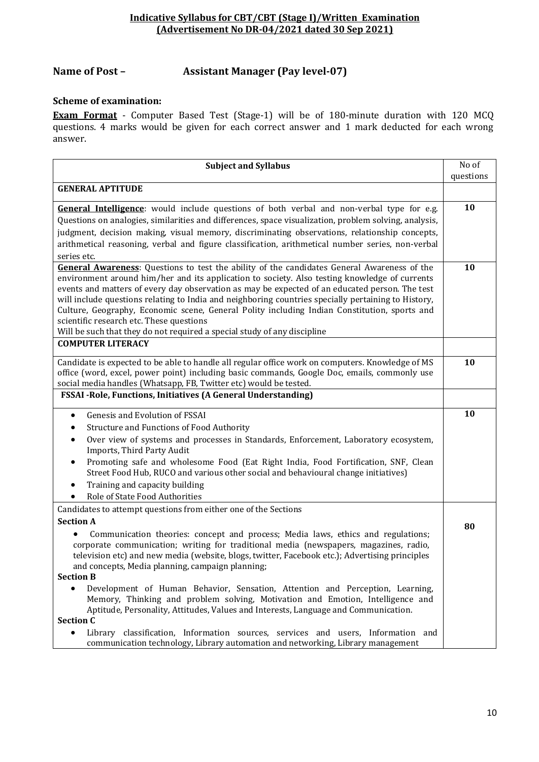**Indicative Syllabus for CBT/CBT (Stage I)/Written Examination**
**(Advertisement No DR-04/2021 dated 30 Sep 2021)**

## Name of Post – Assistant Manager (Pay level-07)

**Scheme of examination:**

**Exam Format** - Computer Based Test (Stage-1) will be of 180-minute duration with 120 MCQ questions. 4 marks would be given for each correct answer and 1 mark deducted for each wrong answer.

| Subject and Syllabus | No of questions |
|---|---|
| **GENERAL APTITUDE** | |
| **General Intelligence**: would include questions of both verbal and non-verbal type for e.g. Questions on analogies, similarities and differences, space visualization, problem solving, analysis, judgment, decision making, visual memory, discriminating observations, relationship concepts, arithmetical reasoning, verbal and figure classification, arithmetical number series, non-verbal series etc. | **10** |
| **General Awareness**: Questions to test the ability of the candidates General Awareness of the environment around him/her and its application to society. Also testing knowledge of currents events and matters of every day observation as may be expected of an educated person. The test will include questions relating to India and neighboring countries specially pertaining to History, Culture, Geography, Economic scene, General Polity including Indian Constitution, sports and scientific research etc. These questions Will be such that they do not required a special study of any discipline | **10** |
| **COMPUTER LITERACY** | |
| Candidate is expected to be able to handle all regular office work on computers. Knowledge of MS office (word, excel, power point) including basic commands, Google Doc, emails, commonly use social media handles (Whatsapp, FB, Twitter etc) would be tested. | **10** |
| **FSSAI -Role, Functions, Initiatives (A General Understanding)** | |
| • Genesis and Evolution of FSSAI<br>• Structure and Functions of Food Authority<br>• Over view of systems and processes in Standards, Enforcement, Laboratory ecosystem, Imports, Third Party Audit<br>• Promoting safe and wholesome Food (Eat Right India, Food Fortification, SNF, Clean Street Food Hub, RUCO and various other social and behavioural change initiatives)<br>• Training and capacity building<br>• Role of State Food Authorities | **10** |
| Candidates to attempt questions from either one of the Sections<br>**Section A**<br>• Communication theories: concept and process; Media laws, ethics and regulations; corporate communication; writing for traditional media (newspapers, magazines, radio, television etc) and new media (website, blogs, twitter, Facebook etc.); Advertising principles and concepts, Media planning, campaign planning;<br>**Section B**<br>• Development of Human Behavior, Sensation, Attention and Perception, Learning, Memory, Thinking and problem solving, Motivation and Emotion, Intelligence and Aptitude, Personality, Attitudes, Values and Interests, Language and Communication.<br>**Section C**<br>• Library classification, Information sources, services and users, Information and communication technology, Library automation and networking, Library management | **80** |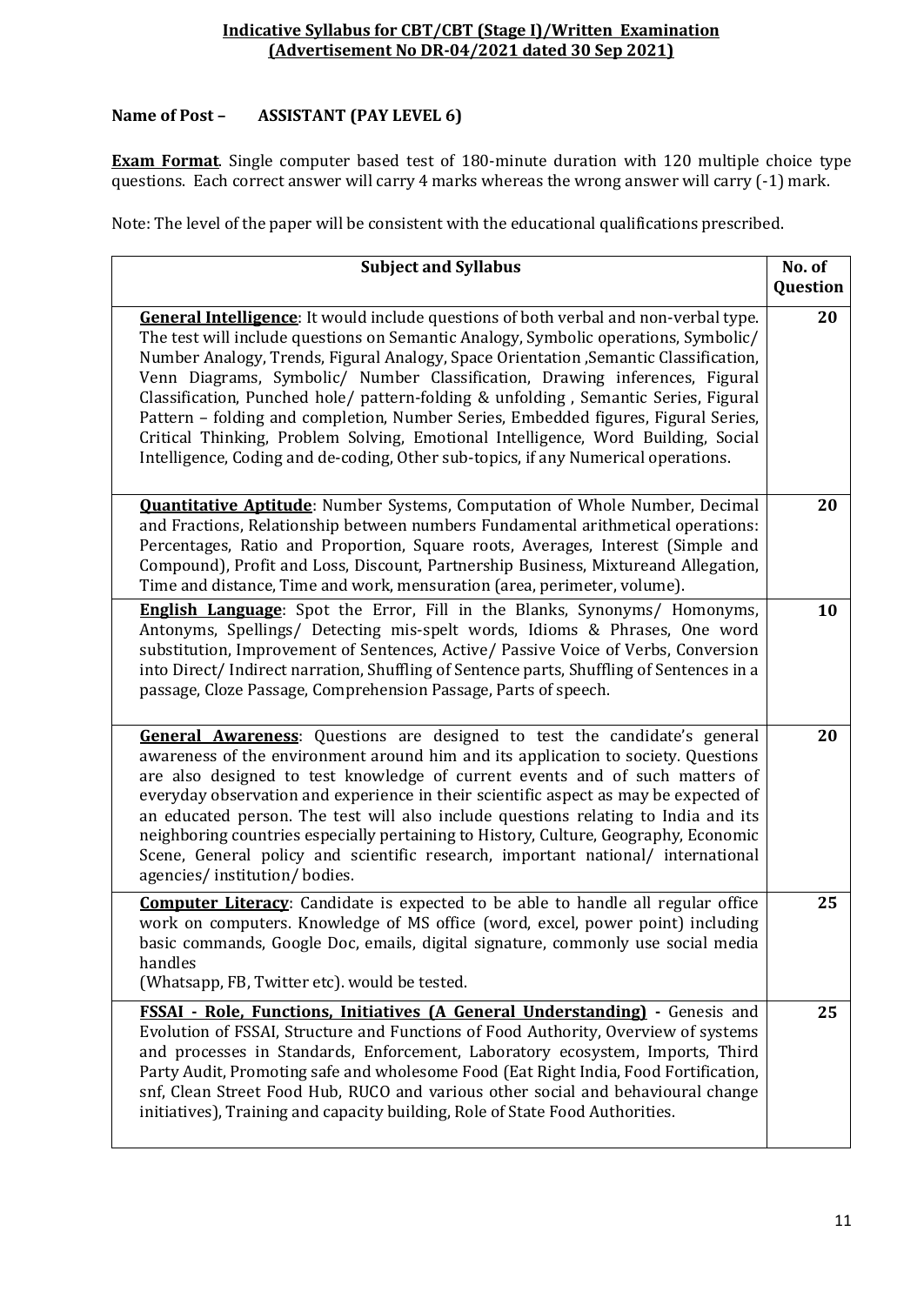## Indicative Syllabus for CBT/CBT (Stage I)/Written Examination (Advertisement No DR-04/2021 dated 30 Sep 2021)

**Name of Post – ASSISTANT (PAY LEVEL 6)**

**Exam Format**. Single computer based test of 180-minute duration with 120 multiple choice type questions. Each correct answer will carry 4 marks whereas the wrong answer will carry (-1) mark.

Note: The level of the paper will be consistent with the educational qualifications prescribed.

| Subject and Syllabus | No. of Question |
|---|---|
| **General Intelligence**: It would include questions of both verbal and non-verbal type. The test will include questions on Semantic Analogy, Symbolic operations, Symbolic/ Number Analogy, Trends, Figural Analogy, Space Orientation ,Semantic Classification, Venn Diagrams, Symbolic/ Number Classification, Drawing inferences, Figural Classification, Punched hole/ pattern-folding & unfolding , Semantic Series, Figural Pattern – folding and completion, Number Series, Embedded figures, Figural Series, Critical Thinking, Problem Solving, Emotional Intelligence, Word Building, Social Intelligence, Coding and de-coding, Other sub-topics, if any Numerical operations. | **20** |
| **Quantitative Aptitude**: Number Systems, Computation of Whole Number, Decimal and Fractions, Relationship between numbers Fundamental arithmetical operations: Percentages, Ratio and Proportion, Square roots, Averages, Interest (Simple and Compound), Profit and Loss, Discount, Partnership Business, Mixtureand Allegation, Time and distance, Time and work, mensuration (area, perimeter, volume). | **20** |
| **English Language**: Spot the Error, Fill in the Blanks, Synonyms/ Homonyms, Antonyms, Spellings/ Detecting mis-spelt words, Idioms & Phrases, One word substitution, Improvement of Sentences, Active/ Passive Voice of Verbs, Conversion into Direct/ Indirect narration, Shuffling of Sentence parts, Shuffling of Sentences in a passage, Cloze Passage, Comprehension Passage, Parts of speech. | **10** |
| **General Awareness**: Questions are designed to test the candidate's general awareness of the environment around him and its application to society. Questions are also designed to test knowledge of current events and of such matters of everyday observation and experience in their scientific aspect as may be expected of an educated person. The test will also include questions relating to India and its neighboring countries especially pertaining to History, Culture, Geography, Economic Scene, General policy and scientific research, important national/ international agencies/ institution/ bodies. | **20** |
| **Computer Literacy**: Candidate is expected to be able to handle all regular office work on computers. Knowledge of MS office (word, excel, power point) including basic commands, Google Doc, emails, digital signature, commonly use social media handles (Whatsapp, FB, Twitter etc). would be tested. | **25** |
| **FSSAI - Role, Functions, Initiatives (A General Understanding)** - Genesis and Evolution of FSSAI, Structure and Functions of Food Authority, Overview of systems and processes in Standards, Enforcement, Laboratory ecosystem, Imports, Third Party Audit, Promoting safe and wholesome Food (Eat Right India, Food Fortification, snf, Clean Street Food Hub, RUCO and various other social and behavioural change initiatives), Training and capacity building, Role of State Food Authorities. | **25** |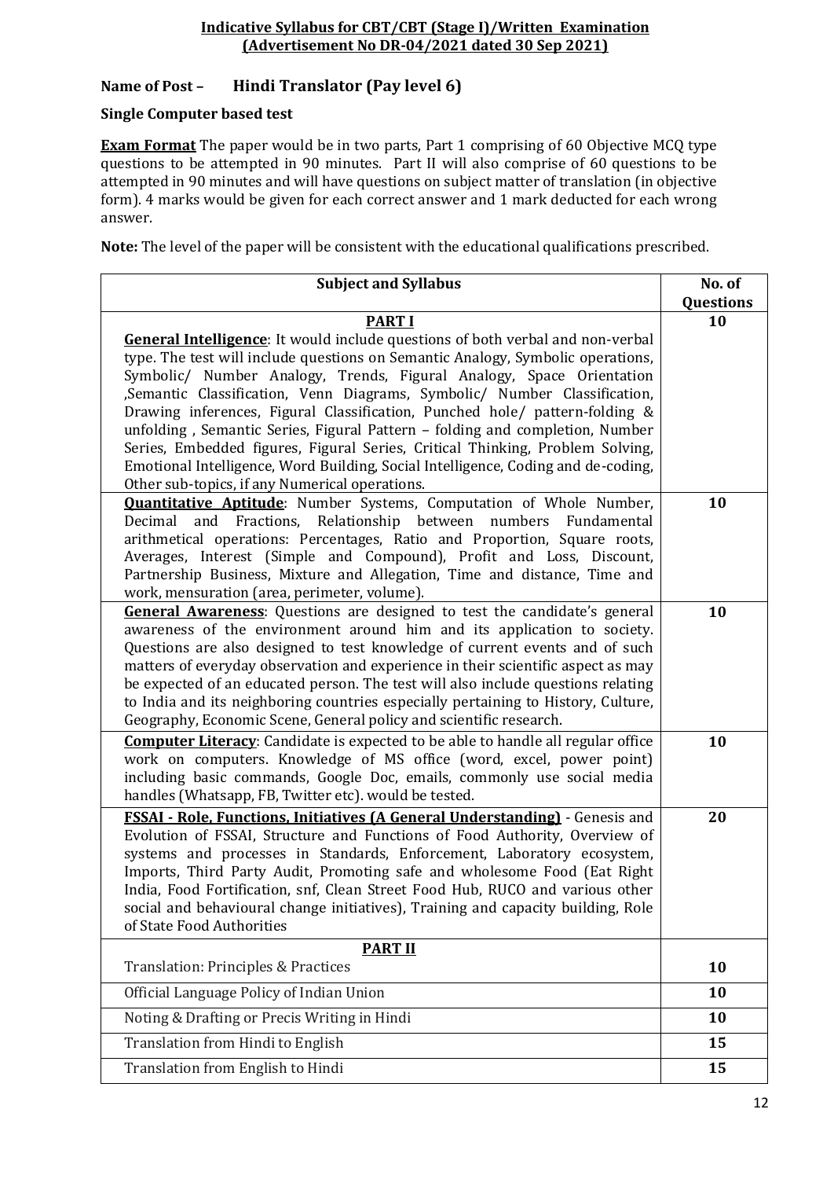**Indicative Syllabus for CBT/CBT (Stage I)/Written Examination**
**(Advertisement No DR-04/2021 dated 30 Sep 2021)**

## Name of Post – Hindi Translator (Pay level 6)

**Single Computer based test**

**Exam Format** The paper would be in two parts, Part 1 comprising of 60 Objective MCQ type questions to be attempted in 90 minutes. Part II will also comprise of 60 questions to be attempted in 90 minutes and will have questions on subject matter of translation (in objective form). 4 marks would be given for each correct answer and 1 mark deducted for each wrong answer.

**Note:** The level of the paper will be consistent with the educational qualifications prescribed.

| Subject and Syllabus | No. of Questions |
|---|---|
| **PART I** | |
| **General Intelligence**: It would include questions of both verbal and non-verbal type. The test will include questions on Semantic Analogy, Symbolic operations, Symbolic/ Number Analogy, Trends, Figural Analogy, Space Orientation ,Semantic Classification, Venn Diagrams, Symbolic/ Number Classification, Drawing inferences, Figural Classification, Punched hole/ pattern-folding & unfolding , Semantic Series, Figural Pattern – folding and completion, Number Series, Embedded figures, Figural Series, Critical Thinking, Problem Solving, Emotional Intelligence, Word Building, Social Intelligence, Coding and de-coding, Other sub-topics, if any Numerical operations. | 10 |
| **Quantitative Aptitude**: Number Systems, Computation of Whole Number, Decimal and Fractions, Relationship between numbers Fundamental arithmetical operations: Percentages, Ratio and Proportion, Square roots, Averages, Interest (Simple and Compound), Profit and Loss, Discount, Partnership Business, Mixture and Allegation, Time and distance, Time and work, mensuration (area, perimeter, volume). | 10 |
| **General Awareness**: Questions are designed to test the candidate's general awareness of the environment around him and its application to society. Questions are also designed to test knowledge of current events and of such matters of everyday observation and experience in their scientific aspect as may be expected of an educated person. The test will also include questions relating to India and its neighboring countries especially pertaining to History, Culture, Geography, Economic Scene, General policy and scientific research. | 10 |
| **Computer Literacy**: Candidate is expected to be able to handle all regular office work on computers. Knowledge of MS office (word, excel, power point) including basic commands, Google Doc, emails, commonly use social media handles (Whatsapp, FB, Twitter etc). would be tested. | 10 |
| **FSSAI - Role, Functions, Initiatives (A General Understanding)** - Genesis and Evolution of FSSAI, Structure and Functions of Food Authority, Overview of systems and processes in Standards, Enforcement, Laboratory ecosystem, Imports, Third Party Audit, Promoting safe and wholesome Food (Eat Right India, Food Fortification, snf, Clean Street Food Hub, RUCO and various other social and behavioural change initiatives), Training and capacity building, Role of State Food Authorities | 20 |
| **PART II** | |
| Translation: Principles & Practices | 10 |
| Official Language Policy of Indian Union | 10 |
| Noting & Drafting or Precis Writing in Hindi | 10 |
| Translation from Hindi to English | 15 |
| Translation from English to Hindi | 15 |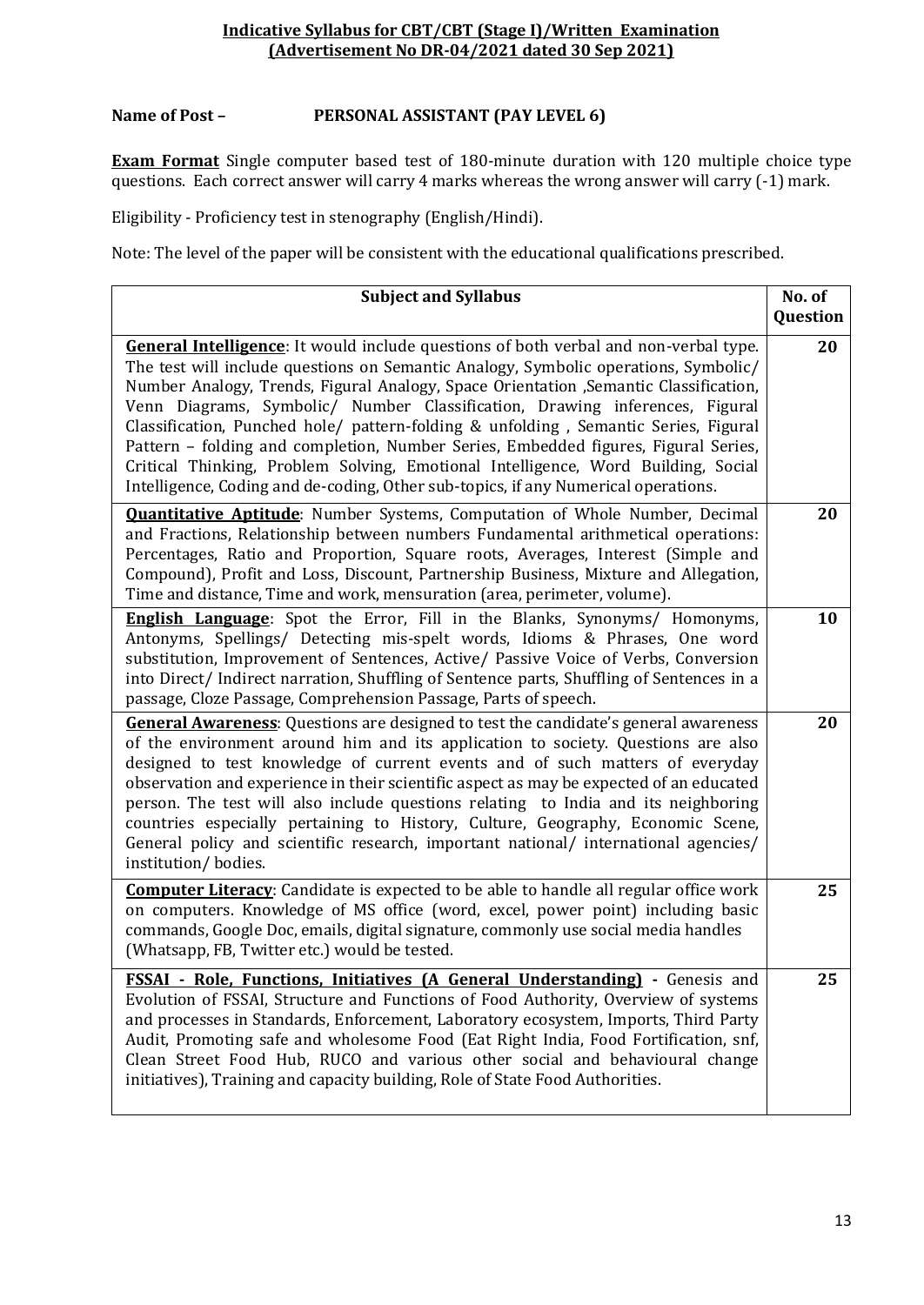## Indicative Syllabus for CBT/CBT (Stage I)/Written Examination (Advertisement No DR-04/2021 dated 30 Sep 2021)

**Name of Post – PERSONAL ASSISTANT (PAY LEVEL 6)**

**Exam Format** Single computer based test of 180-minute duration with 120 multiple choice type questions. Each correct answer will carry 4 marks whereas the wrong answer will carry (-1) mark.

Eligibility - Proficiency test in stenography (English/Hindi).

Note: The level of the paper will be consistent with the educational qualifications prescribed.

| Subject and Syllabus | No. of Question |
|---|---|
| **General Intelligence**: It would include questions of both verbal and non-verbal type. The test will include questions on Semantic Analogy, Symbolic operations, Symbolic/ Number Analogy, Trends, Figural Analogy, Space Orientation ,Semantic Classification, Venn Diagrams, Symbolic/ Number Classification, Drawing inferences, Figural Classification, Punched hole/ pattern-folding & unfolding , Semantic Series, Figural Pattern – folding and completion, Number Series, Embedded figures, Figural Series, Critical Thinking, Problem Solving, Emotional Intelligence, Word Building, Social Intelligence, Coding and de-coding, Other sub-topics, if any Numerical operations. | **20** |
| **Quantitative Aptitude**: Number Systems, Computation of Whole Number, Decimal and Fractions, Relationship between numbers Fundamental arithmetical operations: Percentages, Ratio and Proportion, Square roots, Averages, Interest (Simple and Compound), Profit and Loss, Discount, Partnership Business, Mixture and Allegation, Time and distance, Time and work, mensuration (area, perimeter, volume). | **20** |
| **English Language**: Spot the Error, Fill in the Blanks, Synonyms/ Homonyms, Antonyms, Spellings/ Detecting mis-spelt words, Idioms & Phrases, One word substitution, Improvement of Sentences, Active/ Passive Voice of Verbs, Conversion into Direct/ Indirect narration, Shuffling of Sentence parts, Shuffling of Sentences in a passage, Cloze Passage, Comprehension Passage, Parts of speech. | **10** |
| **General Awareness**: Questions are designed to test the candidate's general awareness of the environment around him and its application to society. Questions are also designed to test knowledge of current events and of such matters of everyday observation and experience in their scientific aspect as may be expected of an educated person. The test will also include questions relating to India and its neighboring countries especially pertaining to History, Culture, Geography, Economic Scene, General policy and scientific research, important national/ international agencies/ institution/ bodies. | **20** |
| **Computer Literacy**: Candidate is expected to be able to handle all regular office work on computers. Knowledge of MS office (word, excel, power point) including basic commands, Google Doc, emails, digital signature, commonly use social media handles (Whatsapp, FB, Twitter etc.) would be tested. | **25** |
| **FSSAI - Role, Functions, Initiatives (A General Understanding) -** Genesis and Evolution of FSSAI, Structure and Functions of Food Authority, Overview of systems and processes in Standards, Enforcement, Laboratory ecosystem, Imports, Third Party Audit, Promoting safe and wholesome Food (Eat Right India, Food Fortification, snf, Clean Street Food Hub, RUCO and various other social and behavioural change initiatives), Training and capacity building, Role of State Food Authorities. | **25** |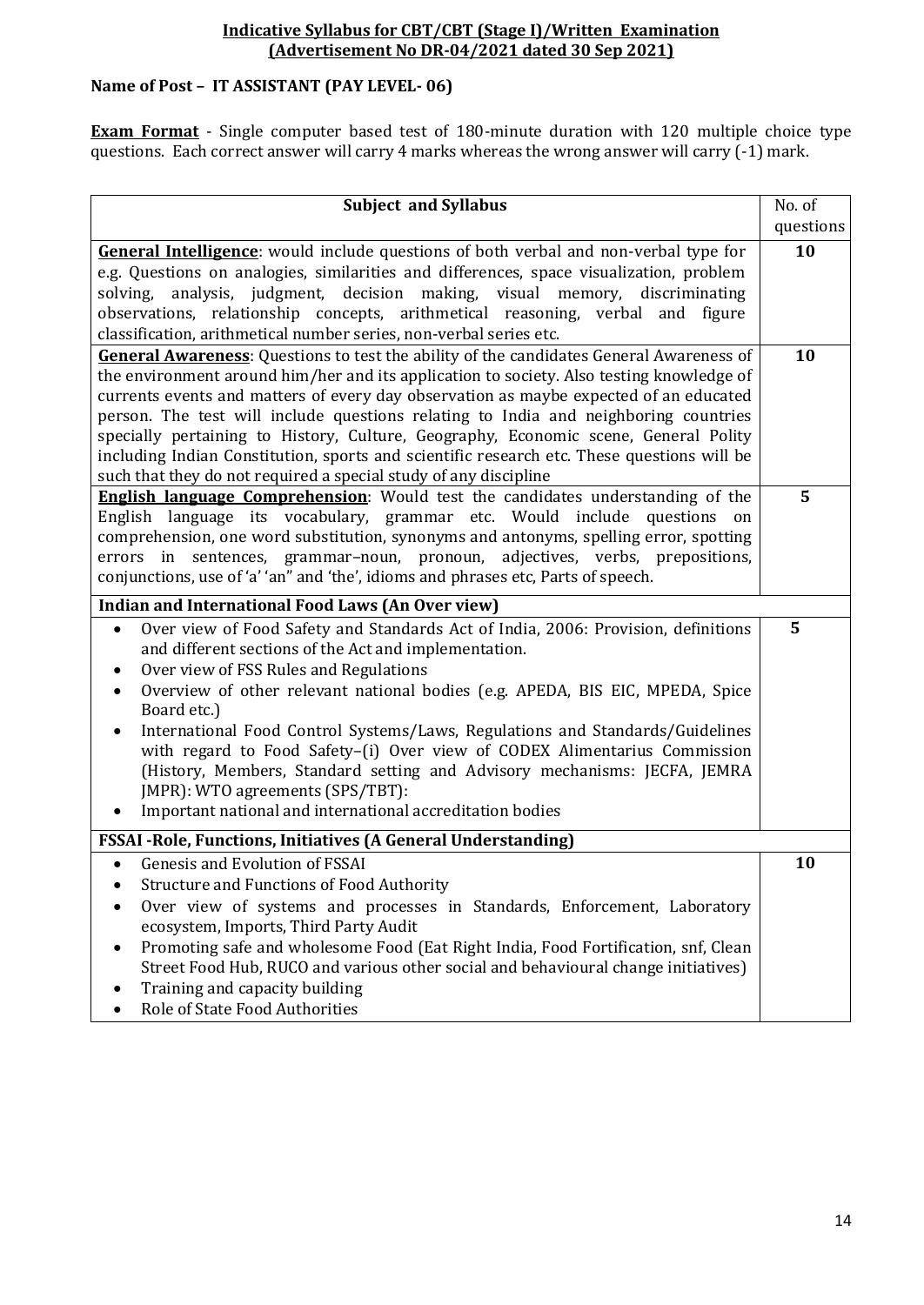**Indicative Syllabus for CBT/CBT (Stage I)/Written Examination (Advertisement No DR-04/2021 dated 30 Sep 2021)**

**Name of Post – IT ASSISTANT (PAY LEVEL- 06)**

**Exam Format** - Single computer based test of 180-minute duration with 120 multiple choice type questions. Each correct answer will carry 4 marks whereas the wrong answer will carry (-1) mark.

| Subject and Syllabus | No. of questions |
|---|---|
| **General Intelligence**: would include questions of both verbal and non-verbal type for e.g. Questions on analogies, similarities and differences, space visualization, problem solving, analysis, judgment, decision making, visual memory, discriminating observations, relationship concepts, arithmetical reasoning, verbal and figure classification, arithmetical number series, non-verbal series etc. | **10** |
| **General Awareness**: Questions to test the ability of the candidates General Awareness of the environment around him/her and its application to society. Also testing knowledge of currents events and matters of every day observation as maybe expected of an educated person. The test will include questions relating to India and neighboring countries specially pertaining to History, Culture, Geography, Economic scene, General Polity including Indian Constitution, sports and scientific research etc. These questions will be such that they do not required a special study of any discipline | **10** |
| **English language Comprehension**: Would test the candidates understanding of the English language its vocabulary, grammar etc. Would include questions on comprehension, one word substitution, synonyms and antonyms, spelling error, spotting errors in sentences, grammar–noun, pronoun, adjectives, verbs, prepositions, conjunctions, use of 'a' 'an" and 'the', idioms and phrases etc, Parts of speech. | **5** |
| **Indian and International Food Laws (An Over view)** | |
| • Over view of Food Safety and Standards Act of India, 2006: Provision, definitions and different sections of the Act and implementation.<br>• Over view of FSS Rules and Regulations<br>• Overview of other relevant national bodies (e.g. APEDA, BIS EIC, MPEDA, Spice Board etc.)<br>• International Food Control Systems/Laws, Regulations and Standards/Guidelines with regard to Food Safety–(i) Over view of CODEX Alimentarius Commission (History, Members, Standard setting and Advisory mechanisms: JECFA, JEMRA JMPR): WTO agreements (SPS/TBT):<br>• Important national and international accreditation bodies | **5** |
| **FSSAI -Role, Functions, Initiatives (A General Understanding)** | |
| • Genesis and Evolution of FSSAI<br>• Structure and Functions of Food Authority<br>• Over view of systems and processes in Standards, Enforcement, Laboratory ecosystem, Imports, Third Party Audit<br>• Promoting safe and wholesome Food (Eat Right India, Food Fortification, snf, Clean Street Food Hub, RUCO and various other social and behavioural change initiatives)<br>• Training and capacity building<br>• Role of State Food Authorities | **10** |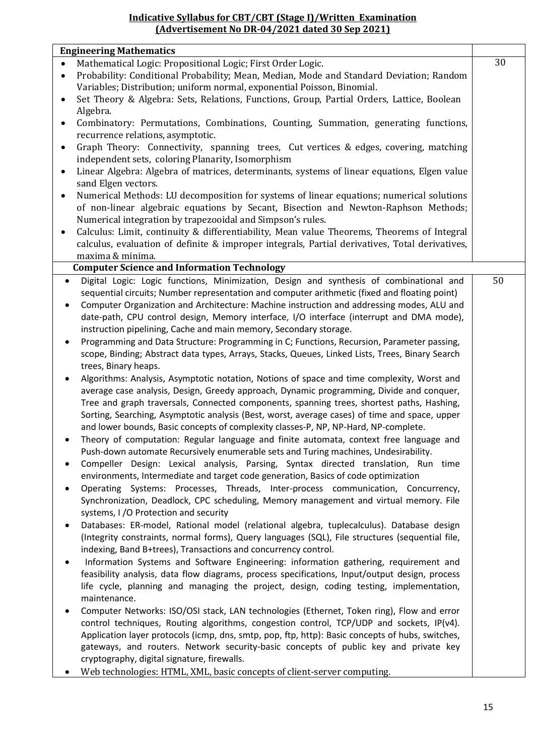**Indicative Syllabus for CBT/CBT (Stage I)/Written Examination**
**(Advertisement No DR-04/2021 dated 30 Sep 2021)**

| **Engineering Mathematics** | |
|---|---|
| • Mathematical Logic: Propositional Logic; First Order Logic.<br>• Probability: Conditional Probability; Mean, Median, Mode and Standard Deviation; Random Variables; Distribution; uniform normal, exponential Poisson, Binomial.<br>• Set Theory & Algebra: Sets, Relations, Functions, Group, Partial Orders, Lattice, Boolean Algebra.<br>• Combinatory: Permutations, Combinations, Counting, Summation, generating functions, recurrence relations, asymptotic.<br>• Graph Theory: Connectivity, spanning trees, Cut vertices & edges, covering, matching independent sets, coloring Planarity, Isomorphism<br>• Linear Algebra: Algebra of matrices, determinants, systems of linear equations, Elgen value sand Elgen vectors.<br>• Numerical Methods: LU decomposition for systems of linear equations; numerical solutions of non-linear algebraic equations by Secant, Bisection and Newton-Raphson Methods; Numerical integration by trapezooidal and Simpson's rules.<br>• Calculus: Limit, continuity & differentiability, Mean value Theorems, Theorems of Integral calculus, evaluation of definite & improper integrals, Partial derivatives, Total derivatives, maxima & minima. | 30 |
| **Computer Science and Information Technology** | |
| • Digital Logic: Logic functions, Minimization, Design and synthesis of combinational and sequential circuits; Number representation and computer arithmetic (fixed and floating point)<br>• Computer Organization and Architecture: Machine instruction and addressing modes, ALU and date-path, CPU control design, Memory interface, I/O interface (interrupt and DMA mode), instruction pipelining, Cache and main memory, Secondary storage.<br>• Programming and Data Structure: Programming in C; Functions, Recursion, Parameter passing, scope, Binding; Abstract data types, Arrays, Stacks, Queues, Linked Lists, Trees, Binary Search trees, Binary heaps.<br>• Algorithms: Analysis, Asymptotic notation, Notions of space and time complexity, Worst and average case analysis, Design, Greedy approach, Dynamic programming, Divide and conquer, Tree and graph traversals, Connected components, spanning trees, shortest paths, Hashing, Sorting, Searching, Asymptotic analysis (Best, worst, average cases) of time and space, upper and lower bounds, Basic concepts of complexity classes-P, NP, NP-Hard, NP-complete.<br>• Theory of computation: Regular language and finite automata, context free language and Push-down automate Recursively enumerable sets and Turing machines, Undesirability.<br>• Compeller Design: Lexical analysis, Parsing, Syntax directed translation, Run time environments, Intermediate and target code generation, Basics of code optimization<br>• Operating Systems: Processes, Threads, Inter-process communication, Concurrency, Synchronization, Deadlock, CPC scheduling, Memory management and virtual memory. File systems, I /O Protection and security<br>• Databases: ER-model, Rational model (relational algebra, tuplecalculus). Database design (Integrity constraints, normal forms), Query languages (SQL), File structures (sequential file, indexing, Band B+trees), Transactions and concurrency control.<br>• Information Systems and Software Engineering: information gathering, requirement and feasibility analysis, data flow diagrams, process specifications, Input/output design, process life cycle, planning and managing the project, design, coding testing, implementation, maintenance.<br>• Computer Networks: ISO/OSI stack, LAN technologies (Ethernet, Token ring), Flow and error control techniques, Routing algorithms, congestion control, TCP/UDP and sockets, IP(v4). Application layer protocols (icmp, dns, smtp, pop, ftp, http): Basic concepts of hubs, switches, gateways, and routers. Network security-basic concepts of public key and private key cryptography, digital signature, firewalls.<br>• Web technologies: HTML, XML, basic concepts of client-server computing. | 50 |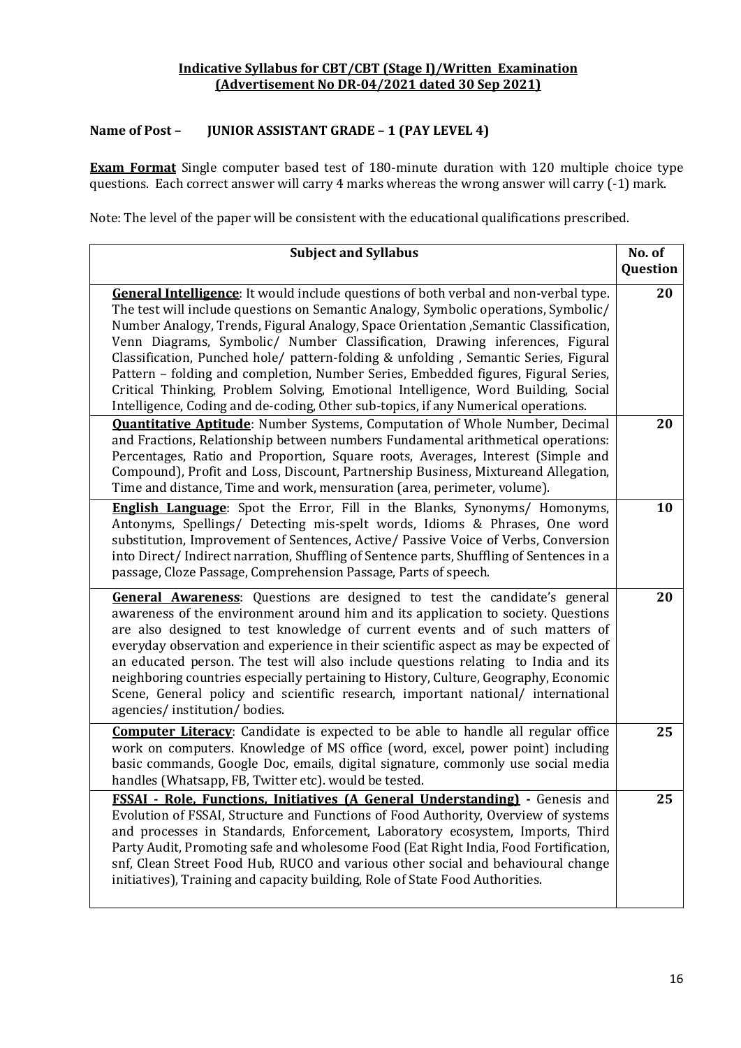**<u>Indicative Syllabus for CBT/CBT (Stage I)/Written Examination (Advertisement No DR-04/2021 dated 30 Sep 2021)</u>**

**Name of Post – JUNIOR ASSISTANT GRADE – 1 (PAY LEVEL 4)**

**<u>Exam Format</u>** Single computer based test of 180-minute duration with 120 multiple choice type questions. Each correct answer will carry 4 marks whereas the wrong answer will carry (-1) mark.

Note: The level of the paper will be consistent with the educational qualifications prescribed.

| Subject and Syllabus | No. of Question |
|---|---|
| **<u>General Intelligence</u>**: It would include questions of both verbal and non-verbal type. The test will include questions on Semantic Analogy, Symbolic operations, Symbolic/ Number Analogy, Trends, Figural Analogy, Space Orientation ,Semantic Classification, Venn Diagrams, Symbolic/ Number Classification, Drawing inferences, Figural Classification, Punched hole/ pattern-folding & unfolding , Semantic Series, Figural Pattern – folding and completion, Number Series, Embedded figures, Figural Series, Critical Thinking, Problem Solving, Emotional Intelligence, Word Building, Social Intelligence, Coding and de-coding, Other sub-topics, if any Numerical operations. | 20 |
| **<u>Quantitative Aptitude</u>**: Number Systems, Computation of Whole Number, Decimal and Fractions, Relationship between numbers Fundamental arithmetical operations: Percentages, Ratio and Proportion, Square roots, Averages, Interest (Simple and Compound), Profit and Loss, Discount, Partnership Business, Mixtureand Allegation, Time and distance, Time and work, mensuration (area, perimeter, volume). | 20 |
| **<u>English Language</u>**: Spot the Error, Fill in the Blanks, Synonyms/ Homonyms, Antonyms, Spellings/ Detecting mis-spelt words, Idioms & Phrases, One word substitution, Improvement of Sentences, Active/ Passive Voice of Verbs, Conversion into Direct/ Indirect narration, Shuffling of Sentence parts, Shuffling of Sentences in a passage, Cloze Passage, Comprehension Passage, Parts of speech. | 10 |
| **<u>General Awareness</u>**: Questions are designed to test the candidate's general awareness of the environment around him and its application to society. Questions are also designed to test knowledge of current events and of such matters of everyday observation and experience in their scientific aspect as may be expected of an educated person. The test will also include questions relating to India and its neighboring countries especially pertaining to History, Culture, Geography, Economic Scene, General policy and scientific research, important national/ international agencies/ institution/ bodies. | 20 |
| **<u>Computer Literacy</u>**: Candidate is expected to be able to handle all regular office work on computers. Knowledge of MS office (word, excel, power point) including basic commands, Google Doc, emails, digital signature, commonly use social media handles (Whatsapp, FB, Twitter etc). would be tested. | 25 |
| **<u>FSSAI - Role, Functions, Initiatives (A General Understanding)</u>** - Genesis and Evolution of FSSAI, Structure and Functions of Food Authority, Overview of systems and processes in Standards, Enforcement, Laboratory ecosystem, Imports, Third Party Audit, Promoting safe and wholesome Food (Eat Right India, Food Fortification, snf, Clean Street Food Hub, RUCO and various other social and behavioural change initiatives), Training and capacity building, Role of State Food Authorities. | 25 |